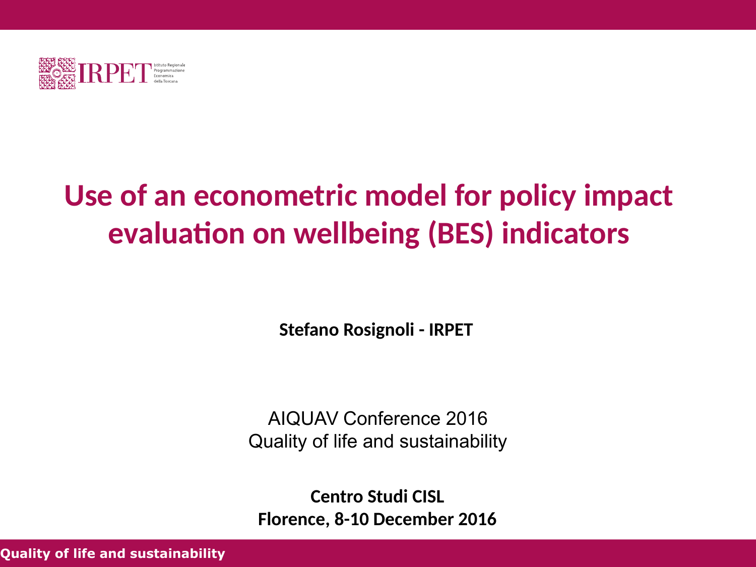IRPET Istituto Regionale Programmazione Economica della Toscana

# Use of an econometric model for policy impact evaluation on wellbeing (BES) indicators

**Stefano Rosignoli - IRPET**

AIQUAV Conference 2016
Quality of life and sustainability

**Centro Studi CISL**
**Florence, 8-10 December 2016**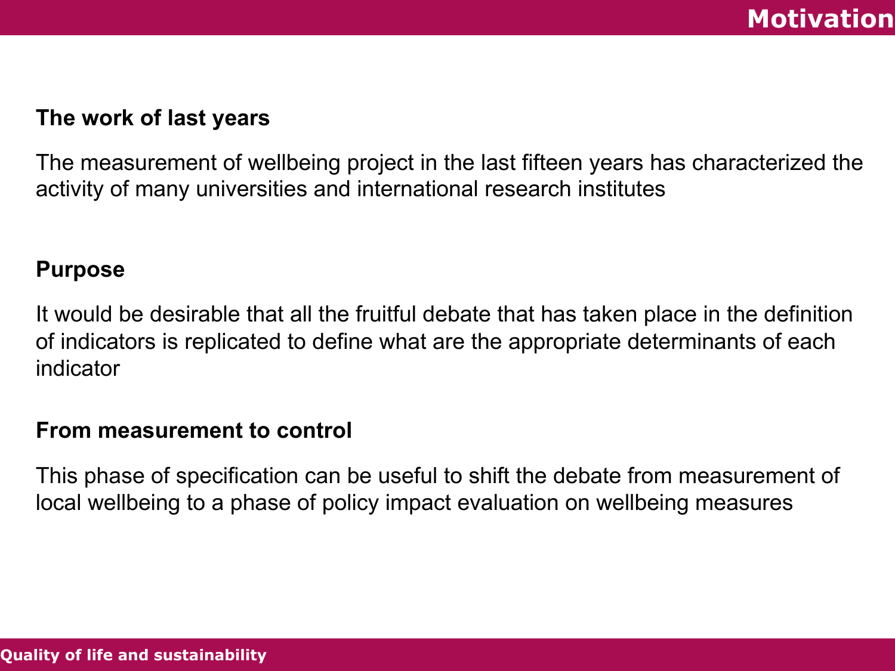# Motivation

### The work of last years

The measurement of wellbeing project in the last fifteen years has characterized the activity of many universities and international research institutes

### Purpose

It would be desirable that all the fruitful debate that has taken place in the definition of indicators is replicated to define what are the appropriate determinants of each indicator

### From measurement to control

This phase of specification can be useful to shift the debate from measurement of local wellbeing to a phase of policy impact evaluation on wellbeing measures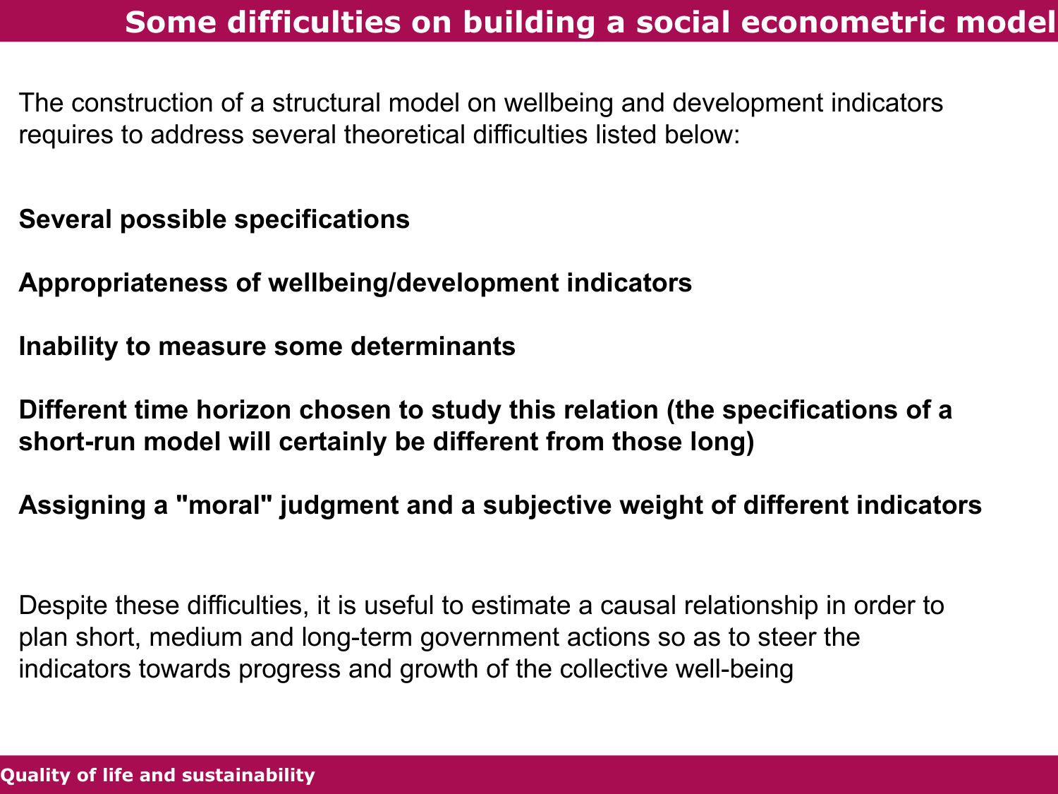# Some difficulties on building a social econometric model

The construction of a structural model on wellbeing and development indicators requires to address several theoretical difficulties listed below:

**Several possible specifications**

**Appropriateness of wellbeing/development indicators**

**Inability to measure some determinants**

**Different time horizon chosen to study this relation (the specifications of a short-run model will certainly be different from those long)**

**Assigning a "moral" judgment and a subjective weight of different indicators**

Despite these difficulties, it is useful to estimate a causal relationship in order to plan short, medium and long-term government actions so as to steer the indicators towards progress and growth of the collective well-being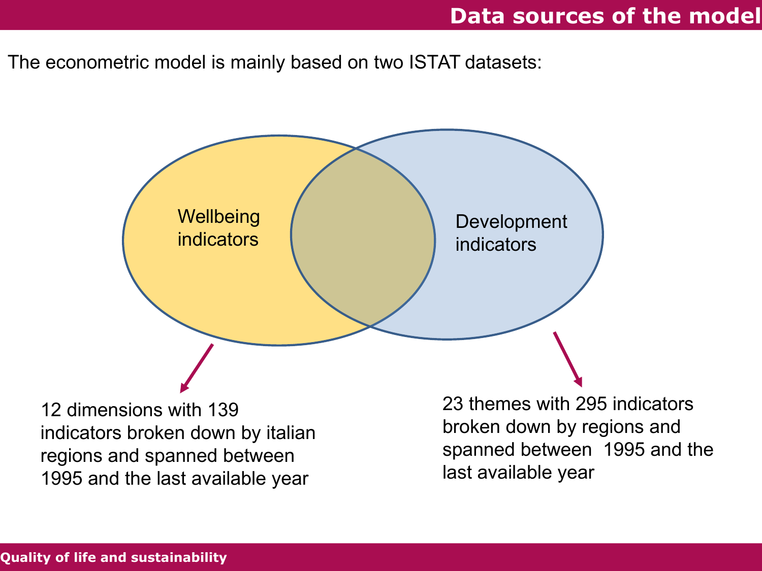# Data sources of the model

The econometric model is mainly based on two ISTAT datasets:

Wellbeing indicators

Development indicators

12 dimensions with 139 indicators broken down by italian regions and spanned between 1995 and the last available year

23 themes with 295 indicators broken down by regions and spanned between 1995 and the last available year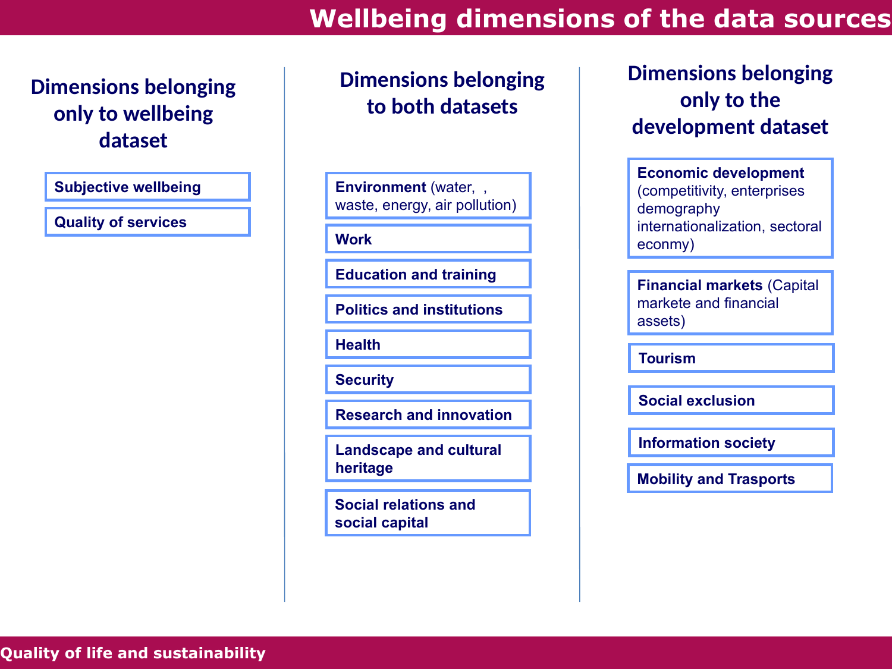# Wellbeing dimensions of the data sources

## Dimensions belonging only to wellbeing dataset

- **Subjective wellbeing**
- **Quality of services**

## Dimensions belonging to both datasets

- **Environment** (water, , waste, energy, air pollution)
- **Work**
- **Education and training**
- **Politics and institutions**
- **Health**
- **Security**
- **Research and innovation**
- **Landscape and cultural heritage**
- **Social relations and social capital**

## Dimensions belonging only to the development dataset

- **Economic development** (competitivity, enterprises demography internationalization, sectoral econmy)
- **Financial markets** (Capital markete and financial assets)
- **Tourism**
- **Social exclusion**
- **Information society**
- **Mobility and Trasports**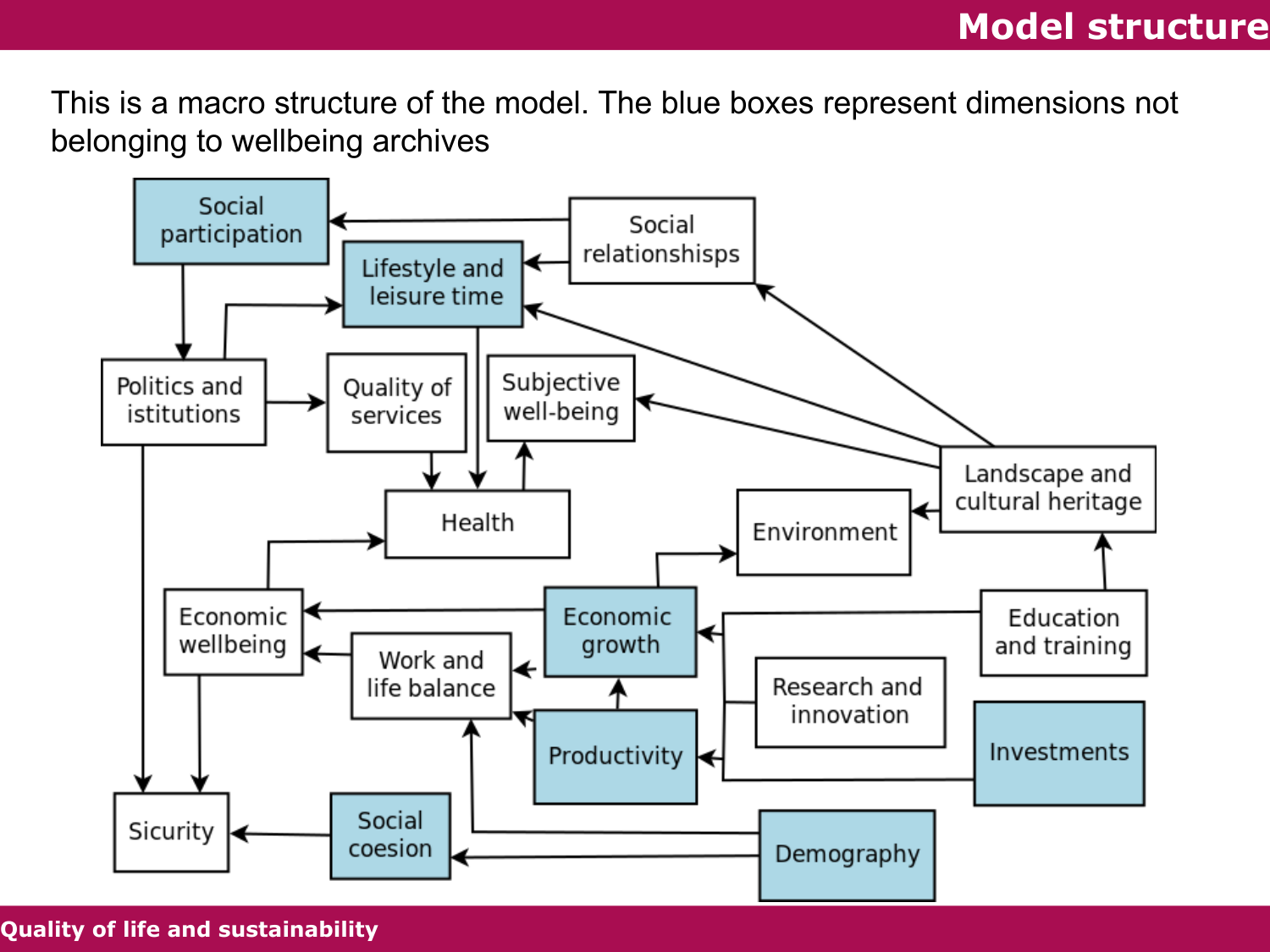# Model structure

This is a macro structure of the model. The blue boxes represent dimensions not belonging to wellbeing archives

Social participation

Social relationshisps

Lifestyle and leisure time

Politics and istitutions

Quality of services

Subjective well-being

Landscape and cultural heritage

Health

Environment

Economic wellbeing

Economic growth

Education and training

Work and life balance

Research and innovation

Productivity

Investments

Sicurity

Social coesion

Demography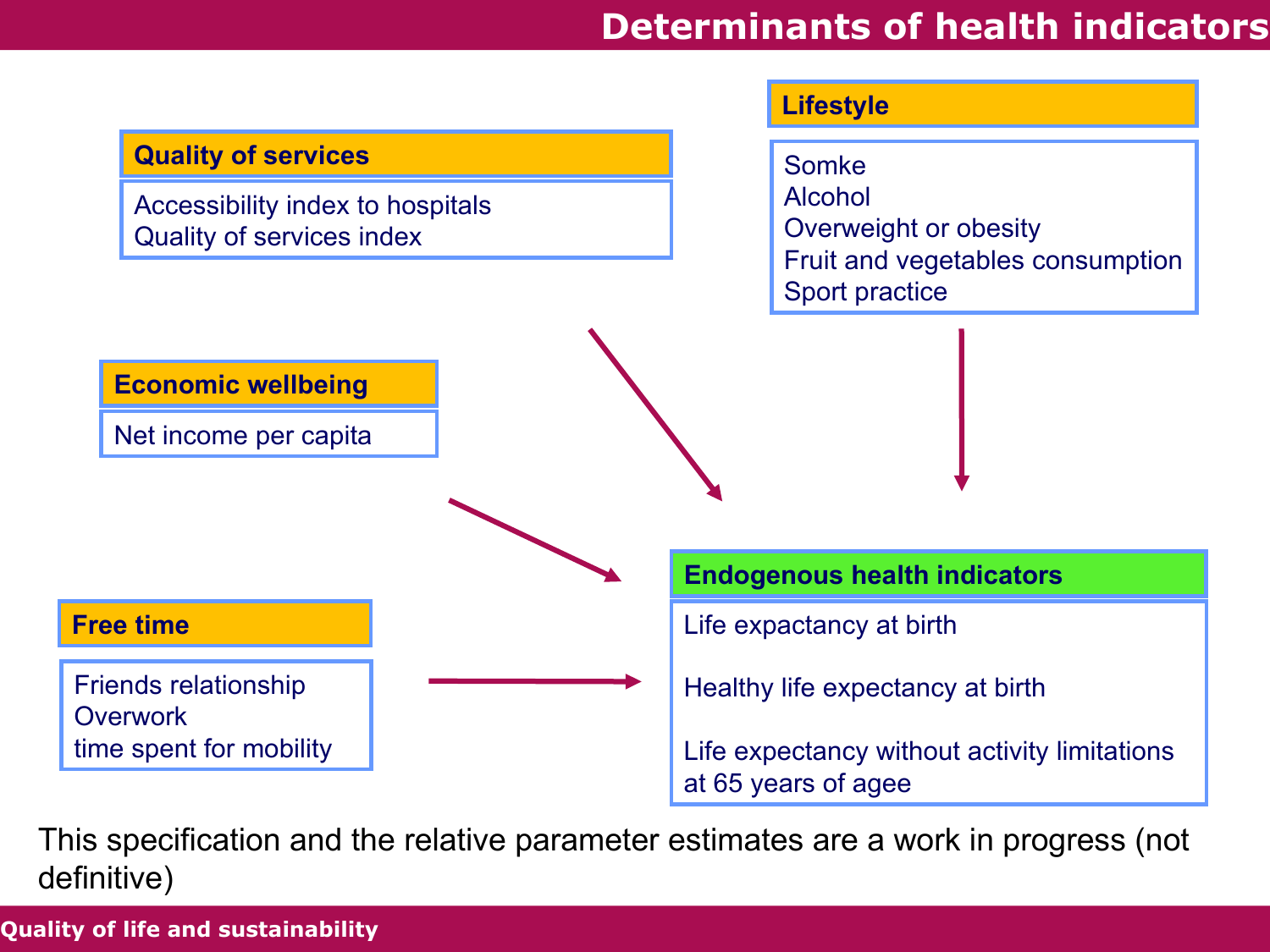# Determinants of health indicators

**Quality of services**

- Accessibility index to hospitals
- Quality of services index

**Lifestyle**

- Somke
- Alcohol
- Overweight or obesity
- Fruit and vegetables consumption
- Sport practice

**Economic wellbeing**

- Net income per capita

**Free time**

- Friends relationship
- Overwork
- time spent for mobility

**Endogenous health indicators**

- Life expectancy at birth
- Healthy life expectancy at birth
- Life expectancy without activity limitations at 65 years of agee

This specification and the relative parameter estimates are a work in progress (not definitive)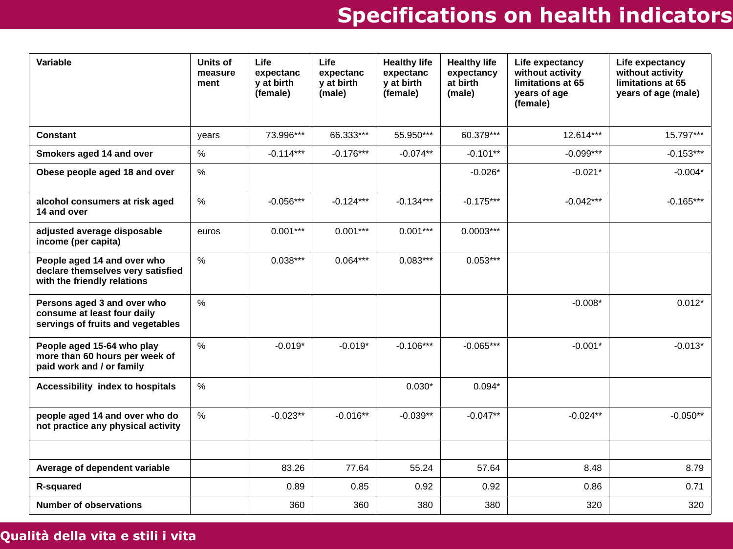# Specifications on health indicators

| Variable | Units of measurement | Life expectancy at birth (female) | Life expectancy at birth (male) | Healthy life expectancy at birth (female) | Healthy life expectancy at birth (male) | Life expectancy without activity limitations at 65 years of age (female) | Life expectancy without activity limitations at 65 years of age (male) |
|---|---|---|---|---|---|---|---|
| **Constant** | years | 73.996*** | 66.333*** | 55.950*** | 60.379*** | 12.614*** | 15.797*** |
| **Smokers aged 14 and over** | % | -0.114*** | -0.176*** | -0.074** | -0.101** | -0.099*** | -0.153*** |
| **Obese people aged 18 and over** | % | | | | -0.026* | -0.021* | -0.004* |
| **alcohol consumers at risk aged 14 and over** | % | -0.056*** | -0.124*** | -0.134*** | -0.175*** | -0.042*** | -0.165*** |
| **adjusted average disposable income (per capita)** | euros | 0.001*** | 0.001*** | 0.001*** | 0.0003*** | | |
| **People aged 14 and over who declare themselves very satisfied with the friendly relations** | % | 0.038*** | 0.064*** | 0.083*** | 0.053*** | | |
| **Persons aged 3 and over who consume at least four daily servings of fruits and vegetables** | % | | | | | -0.008* | 0.012* |
| **People aged 15-64 who play more than 60 hours per week of paid work and / or family** | % | -0.019* | -0.019* | -0.106*** | -0.065*** | -0.001* | -0.013* |
| **Accessibility index to hospitals** | % | | | 0.030* | 0.094* | | |
| **people aged 14 and over who do not practice any physical activity** | % | -0.023** | -0.016** | -0.039** | -0.047** | -0.024** | -0.050** |
| | | | | | | | |
| **Average of dependent variable** | | 83.26 | 77.64 | 55.24 | 57.64 | 8.48 | 8.79 |
| **R-squared** | | 0.89 | 0.85 | 0.92 | 0.92 | 0.86 | 0.71 |
| **Number of observations** | | 360 | 360 | 380 | 380 | 320 | 320 |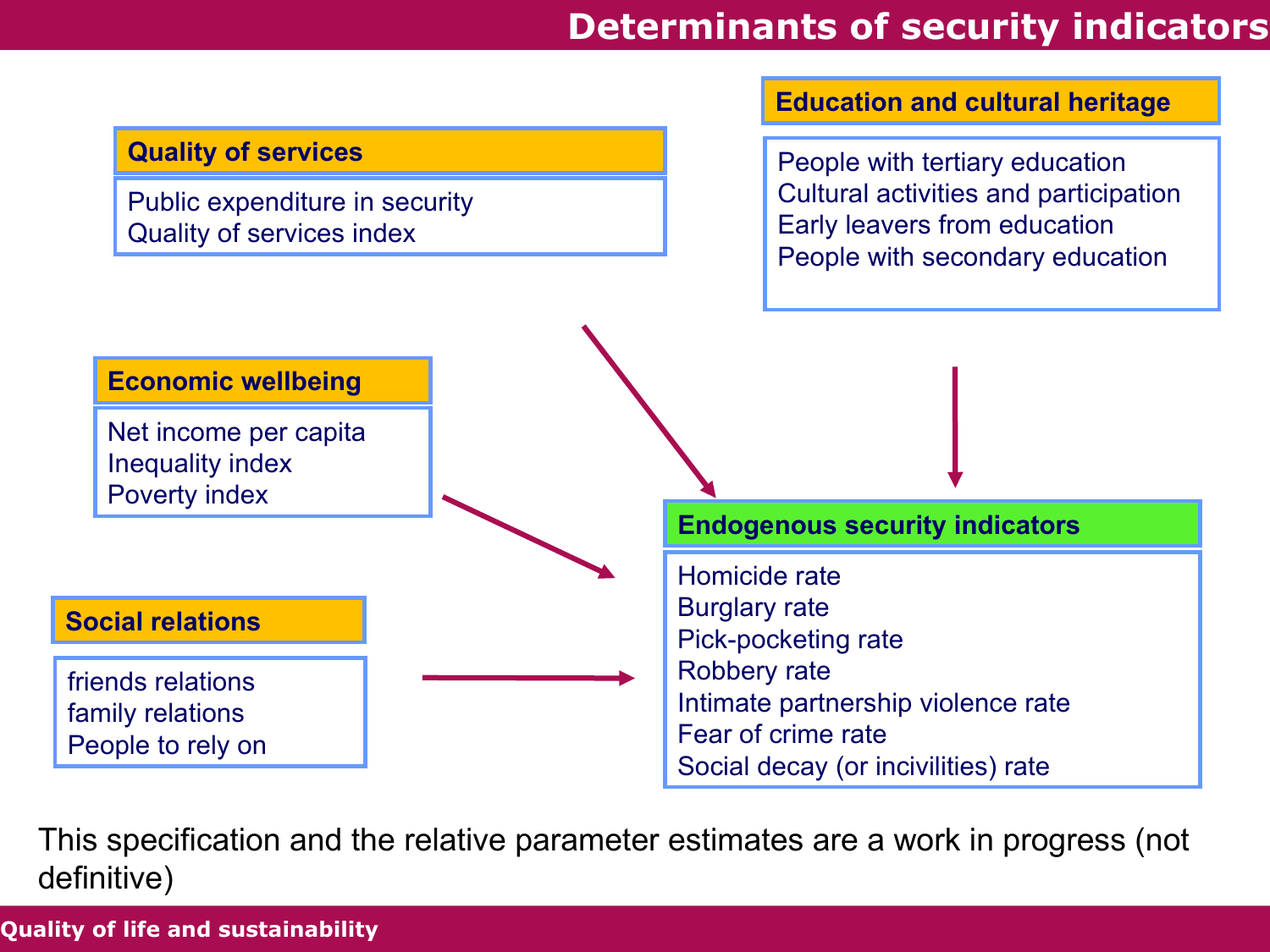# Determinants of security indicators

**Quality of services**

- Public expenditure in security
- Quality of services index

**Education and cultural heritage**

- People with tertiary education
- Cultural activities and participation
- Early leavers from education
- People with secondary education

**Economic wellbeing**

- Net income per capita
- Inequality index
- Poverty index

**Social relations**

- friends relations
- family relations
- People to rely on

**Endogenous security indicators**

- Homicide rate
- Burglary rate
- Pick-pocketing rate
- Robbery rate
- Intimate partnership violence rate
- Fear of crime rate
- Social decay (or incivilities) rate

This specification and the relative parameter estimates are a work in progress (not definitive)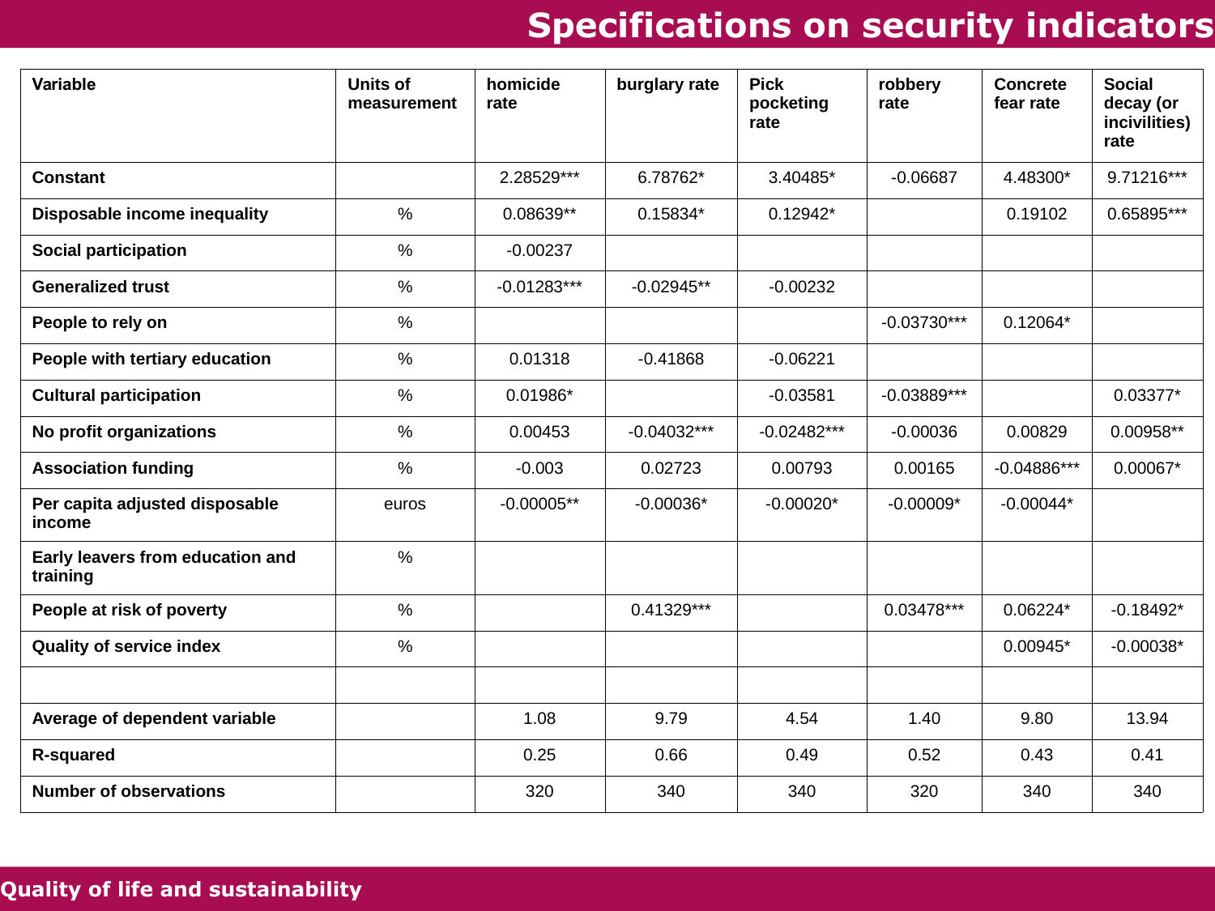# Specifications on security indicators

| Variable | Units of measurement | homicide rate | burglary rate | Pick pocketing rate | robbery rate | Concrete fear rate | Social decay (or incivilities) rate |
|---|---|---|---|---|---|---|---|
| **Constant** | | 2.28529*** | 6.78762* | 3.40485* | -0.06687 | 4.48300* | 9.71216*** |
| **Disposable income inequality** | % | 0.08639** | 0.15834* | 0.12942* | | 0.19102 | 0.65895*** |
| **Social participation** | % | -0.00237 | | | | | |
| **Generalized trust** | % | -0.01283*** | -0.02945** | -0.00232 | | | |
| **People to rely on** | % | | | | -0.03730*** | 0.12064* | |
| **People with tertiary education** | % | 0.01318 | -0.41868 | -0.06221 | | | |
| **Cultural participation** | % | 0.01986* | | -0.03581 | -0.03889*** | | 0.03377* |
| **No profit organizations** | % | 0.00453 | -0.04032*** | -0.02482*** | -0.00036 | 0.00829 | 0.00958** |
| **Association funding** | % | -0.003 | 0.02723 | 0.00793 | 0.00165 | -0.04886*** | 0.00067* |
| **Per capita adjusted disposable income** | euros | -0.00005** | -0.00036* | -0.00020* | -0.00009* | -0.00044* | |
| **Early leavers from education and training** | % | | | | | | |
| **People at risk of poverty** | % | | 0.41329*** | | 0.03478*** | 0.06224* | -0.18492* |
| **Quality of service index** | % | | | | | 0.00945* | -0.00038* |
| | | | | | | | |
| **Average of dependent variable** | | 1.08 | 9.79 | 4.54 | 1.40 | 9.80 | 13.94 |
| **R-squared** | | 0.25 | 0.66 | 0.49 | 0.52 | 0.43 | 0.41 |
| **Number of observations** | | 320 | 340 | 340 | 320 | 340 | 340 |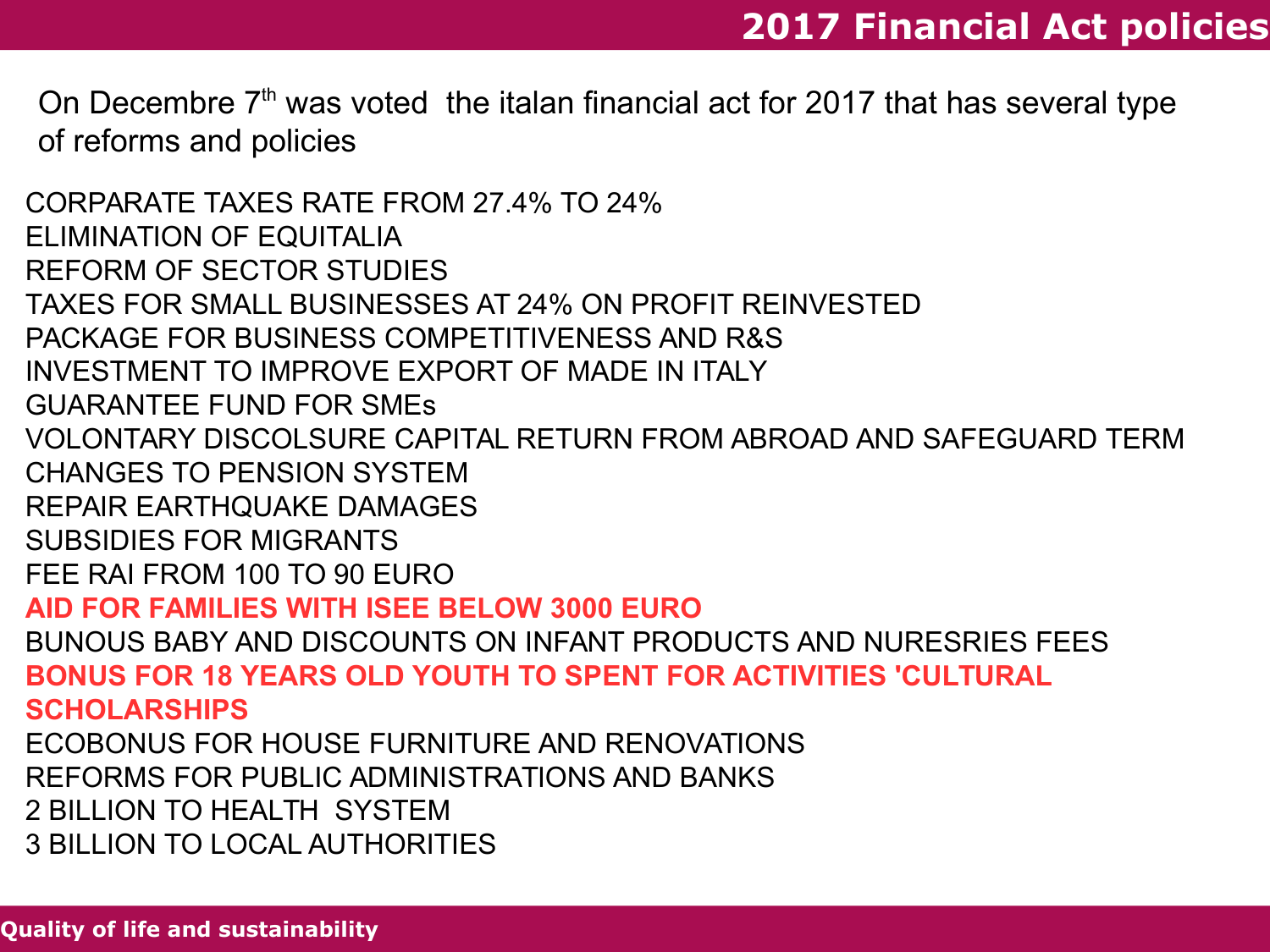# 2017 Financial Act policies

On Decembre 7th was voted the italan financial act for 2017 that has several type of reforms and policies

CORPARATE TAXES RATE FROM 27.4% TO 24%
ELIMINATION OF EQUITALIA
REFORM OF SECTOR STUDIES
TAXES FOR SMALL BUSINESSES AT 24% ON PROFIT REINVESTED
PACKAGE FOR BUSINESS COMPETITIVENESS AND R&S
INVESTMENT TO IMPROVE EXPORT OF MADE IN ITALY
GUARANTEE FUND FOR SMEs
VOLONTARY DISCOLSURE CAPITAL RETURN FROM ABROAD AND SAFEGUARD TERM
CHANGES TO PENSION SYSTEM
REPAIR EARTHQUAKE DAMAGES
SUBSIDIES FOR MIGRANTS
FEE RAI FROM 100 TO 90 EURO
**AID FOR FAMILIES WITH ISEE BELOW 3000 EURO**
BUNOUS BABY AND DISCOUNTS ON INFANT PRODUCTS AND NURESRIES FEES
**BONUS FOR 18 YEARS OLD YOUTH TO SPENT FOR ACTIVITIES 'CULTURAL SCHOLARSHIPS**
ECOBONUS FOR HOUSE FURNITURE AND RENOVATIONS
REFORMS FOR PUBLIC ADMINISTRATIONS AND BANKS
2 BILLION TO HEALTH SYSTEM
3 BILLION TO LOCAL AUTHORITIES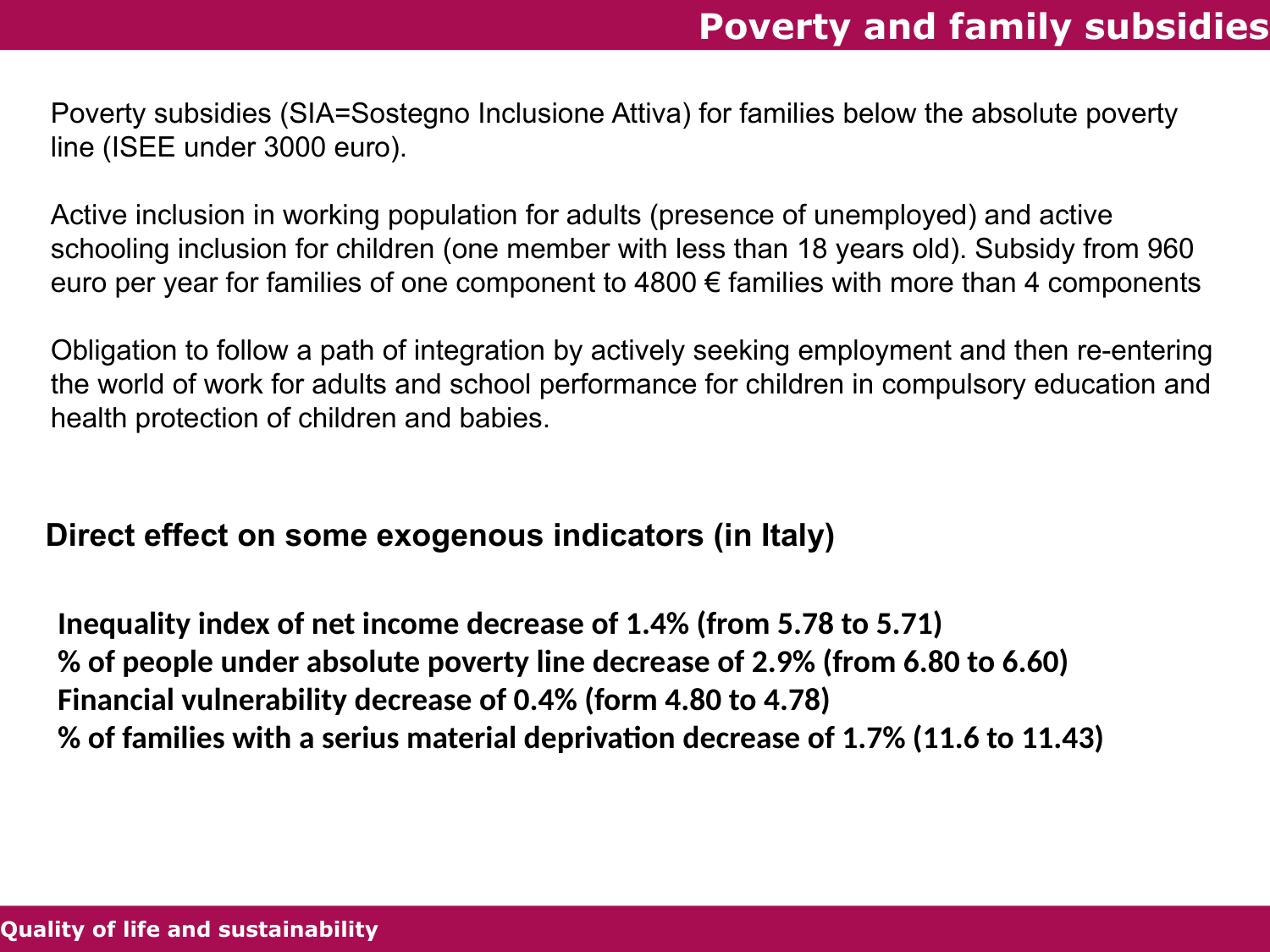# Poverty and family subsidies

Poverty subsidies (SIA=Sostegno Inclusione Attiva) for families below the absolute poverty line (ISEE under 3000 euro).

Active inclusion in working population for adults (presence of unemployed) and active schooling inclusion for children (one member with less than 18 years old). Subsidy from 960 euro per year for families of one component to 4800 € families with more than 4 components

Obligation to follow a path of integration by actively seeking employment and then re-entering the world of work for adults and school performance for children in compulsory education and health protection of children and babies.

## Direct effect on some exogenous indicators (in Italy)

**Inequality index of net income decrease of 1.4% (from 5.78 to 5.71)**
**% of people under absolute poverty line decrease of 2.9% (from 6.80 to 6.60)**
**Financial vulnerability decrease of 0.4% (form 4.80 to 4.78)**
**% of families with a serius material deprivation decrease of 1.7% (11.6 to 11.43)**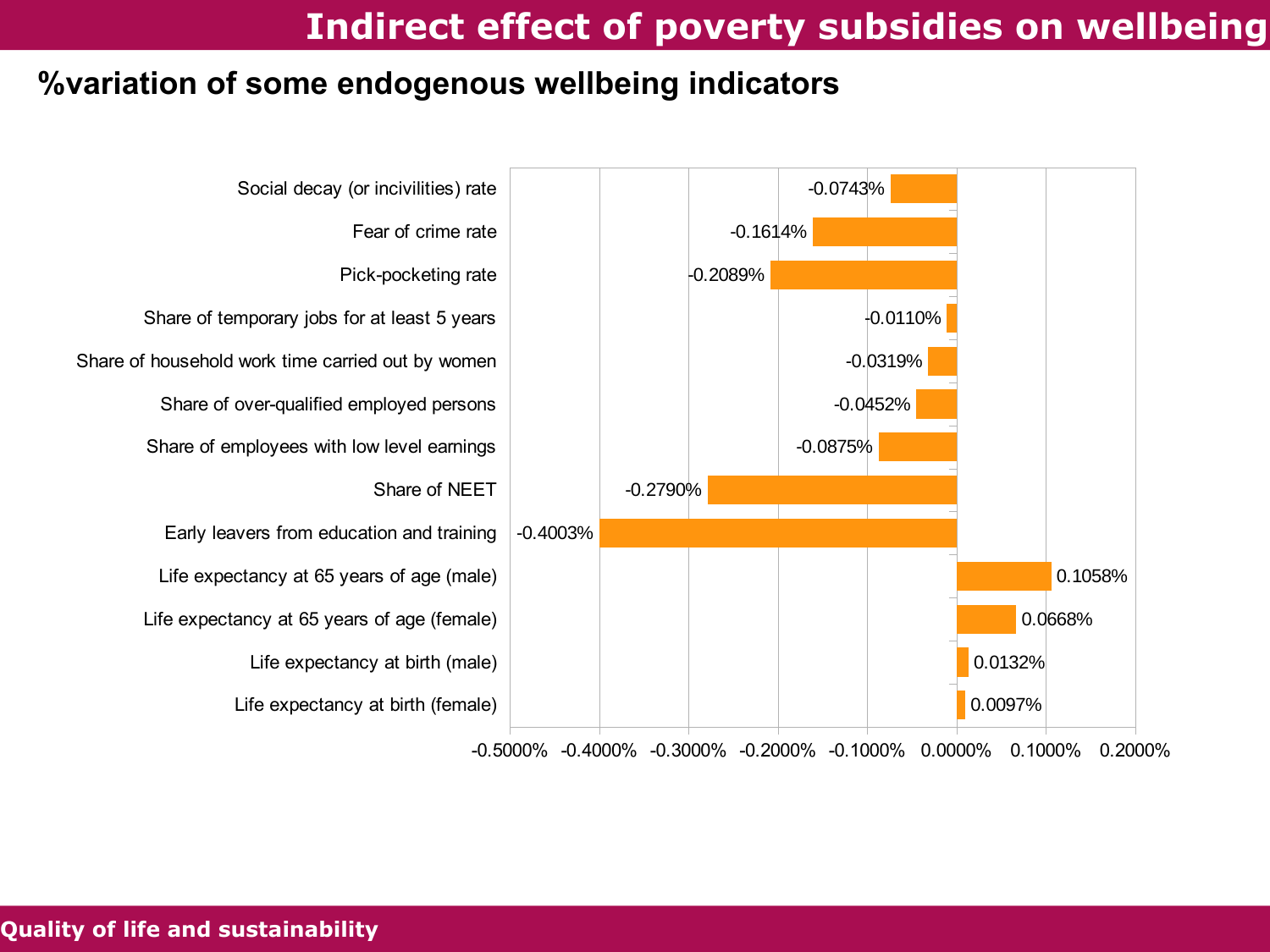# Indirect effect of poverty subsidies on wellbeing

## %variation of some endogenous wellbeing indicators

| Indicator | % variation |
| --- | --- |
| Social decay (or incivilities) rate | -0.0743% |
| Fear of crime rate | -0.1614% |
| Pick-pocketing rate | -0.2089% |
| Share of temporary jobs for at least 5 years | -0.0110% |
| Share of household work time carried out by women | -0.0319% |
| Share of over-qualified employed persons | -0.0452% |
| Share of employees with low level earnings | -0.0875% |
| Share of NEET | -0.2790% |
| Early leavers from education and training | -0.4003% |
| Life expectancy at 65 years of age (male) | 0.1058% |
| Life expectancy at 65 years of age (female) | 0.0668% |
| Life expectancy at birth (male) | 0.0132% |
| Life expectancy at birth (female) | 0.0097% |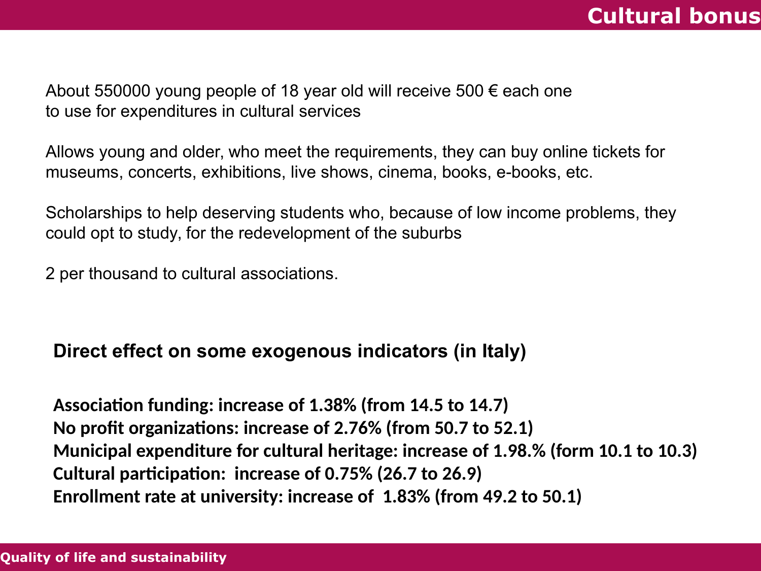# Cultural bonus

About 550000 young people of 18 year old will receive 500 € each one to use for expenditures in cultural services

Allows young and older, who meet the requirements, they can buy online tickets for museums, concerts, exhibitions, live shows, cinema, books, e-books, etc.

Scholarships to help deserving students who, because of low income problems, they could opt to study, for the redevelopment of the suburbs

2 per thousand to cultural associations.

## Direct effect on some exogenous indicators (in Italy)

**Association funding: increase of 1.38% (from 14.5 to 14.7)**
**No profit organizations: increase of 2.76% (from 50.7 to 52.1)**
**Municipal expenditure for cultural heritage: increase of 1.98.% (form 10.1 to 10.3)**
**Cultural participation: increase of 0.75% (26.7 to 26.9)**
**Enrollment rate at university: increase of 1.83% (from 49.2 to 50.1)**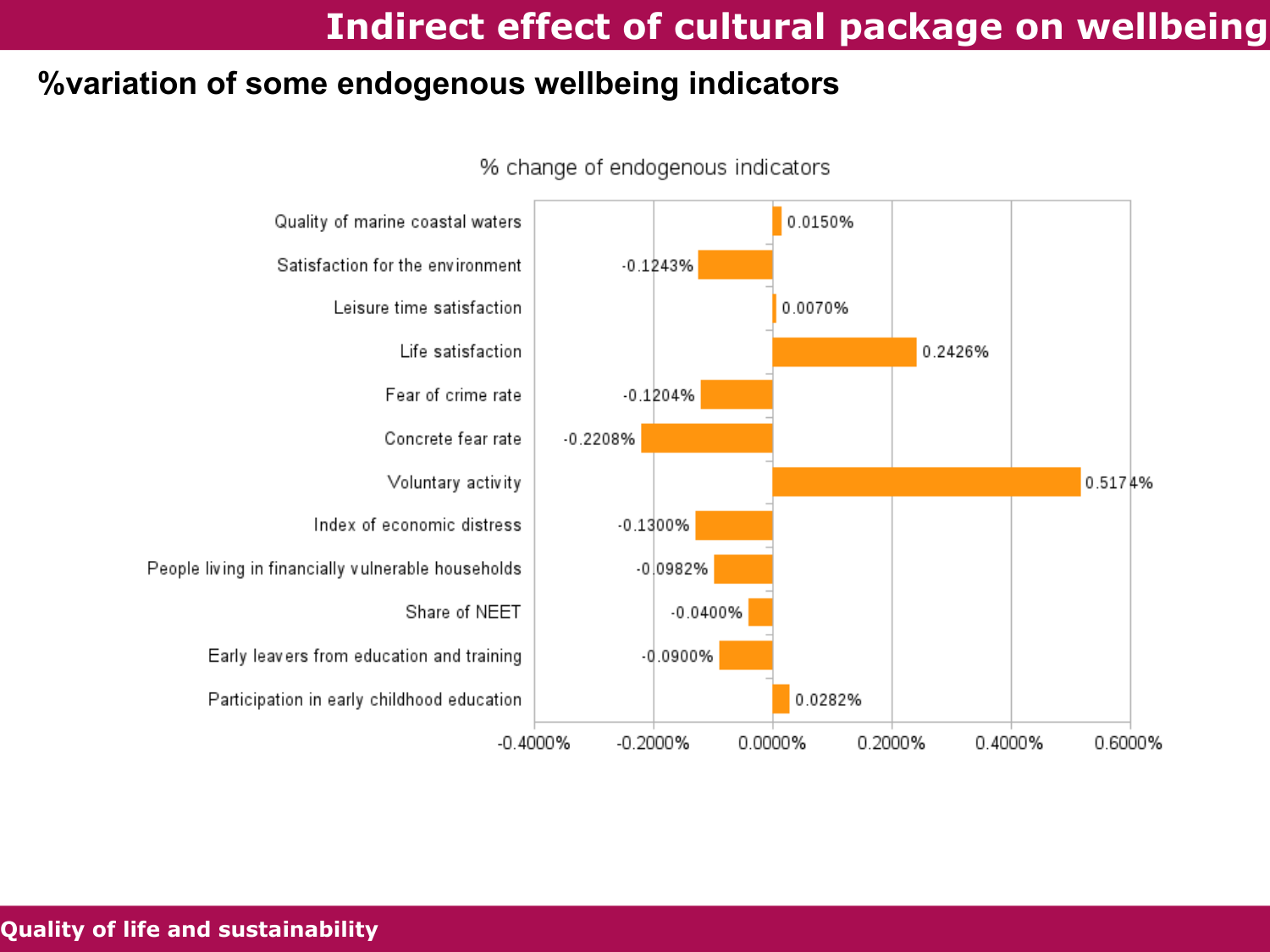# Indirect effect of cultural package on wellbeing

## %variation of some endogenous wellbeing indicators

% change of endogenous indicators

| Indicator | % change |
| --- | --- |
| Quality of marine coastal waters | 0.0150% |
| Satisfaction for the environment | -0.1243% |
| Leisure time satisfaction | 0.0070% |
| Life satisfaction | 0.2426% |
| Fear of crime rate | -0.1204% |
| Concrete fear rate | -0.2208% |
| Voluntary activity | 0.5174% |
| Index of economic distress | -0.1300% |
| People living in financially vulnerable households | -0.0982% |
| Share of NEET | -0.0400% |
| Early leavers from education and training | -0.0900% |
| Participation in early childhood education | 0.0282% |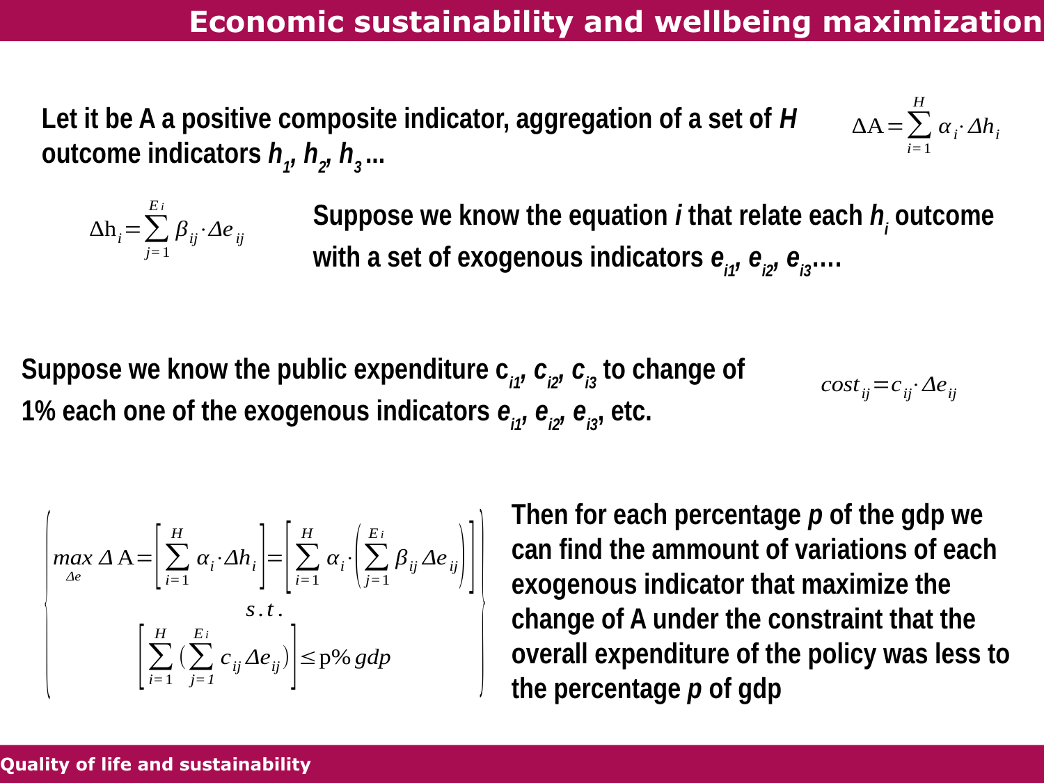# Economic sustainability and wellbeing maximization

**Let it be A a positive composite indicator, aggregation of a set of *H* outcome indicators $h_1$, $h_2$, $h_3$...**

$$\Delta \mathrm{A} = \sum_{i=1}^{H} \alpha_i \cdot \Delta h_i$$

$$\Delta \mathrm{h}_i = \sum_{j=1}^{E_i} \beta_{ij} \cdot \Delta e_{ij}$$

**Suppose we know the equation *i* that relate each $h_i$ outcome with a set of exogenous indicators $e_{i1}$, $e_{i2}$, $e_{i3}$....**

**Suppose we know the public expenditure $c_{i1}$, $c_{i2}$, $c_{i3}$ to change of 1% each one of the exogenous indicators $e_{i1}$, $e_{i2}$, $e_{i3}$, etc.**

$$cost_{ij} = c_{ij} \cdot \Delta e_{ij}$$

$$\left\{ \begin{array}{c} \max\limits_{\Delta e} \Delta \mathrm{A} = \left[ \sum_{i=1}^{H} \alpha_i \cdot \Delta h_i \right] = \left[ \sum_{i=1}^{H} \alpha_i \cdot \left( \sum_{j=1}^{E_i} \beta_{ij} \Delta e_{ij} \right) \right] \\ s.t. \\ \left[ \sum_{i=1}^{H} \left( \sum_{j=1}^{E_i} c_{ij} \Delta e_{ij} \right) \right] \leq \mathrm{p}\%\, gdp \end{array} \right\}$$

**Then for each percentage *p* of the gdp we can find the ammount of variations of each exogenous indicator that maximize the change of A under the constraint that the overall expenditure of the policy was less to the percentage *p* of gdp**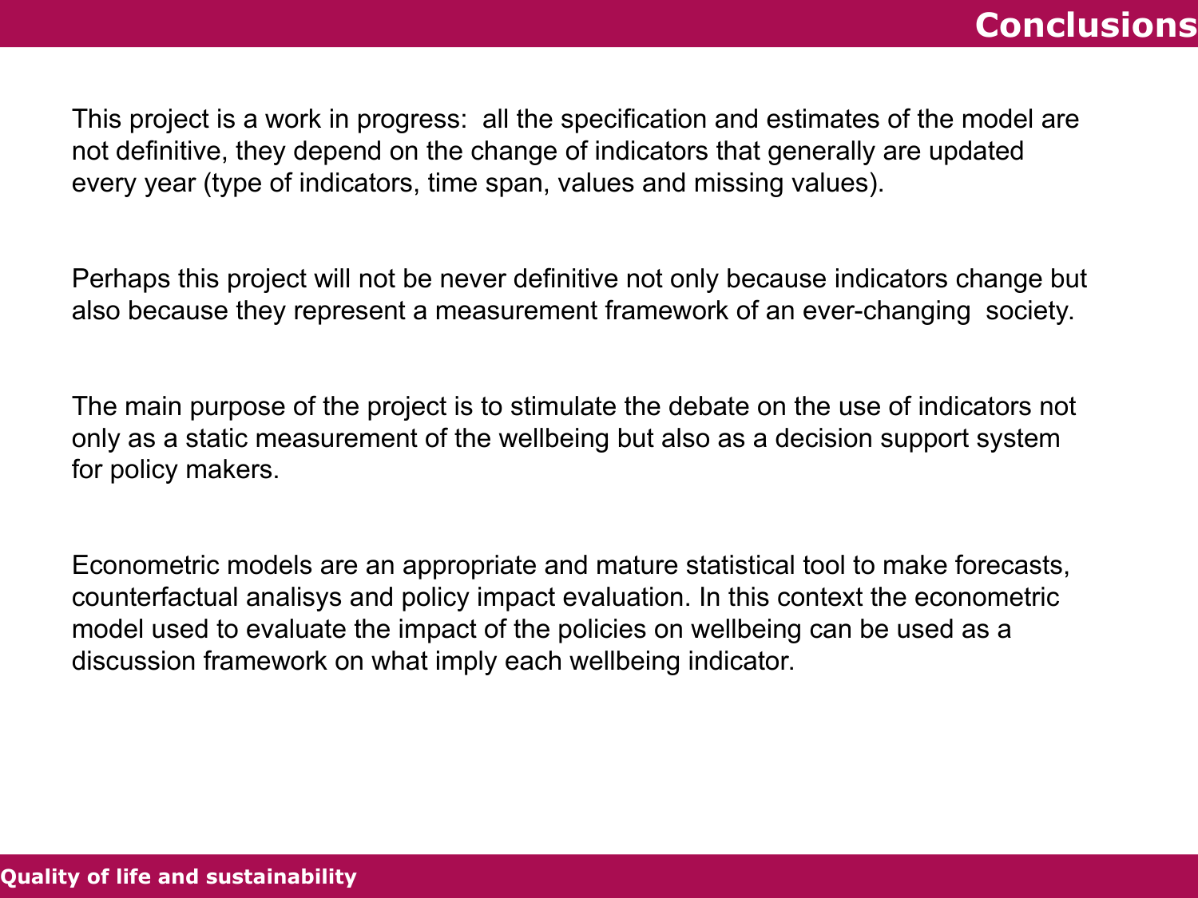# Conclusions

This project is a work in progress: all the specification and estimates of the model are not definitive, they depend on the change of indicators that generally are updated every year (type of indicators, time span, values and missing values).

Perhaps this project will not be never definitive not only because indicators change but also because they represent a measurement framework of an ever-changing society.

The main purpose of the project is to stimulate the debate on the use of indicators not only as a static measurement of the wellbeing but also as a decision support system for policy makers.

Econometric models are an appropriate and mature statistical tool to make forecasts, counterfactual analisys and policy impact evaluation. In this context the econometric model used to evaluate the impact of the policies on wellbeing can be used as a discussion framework on what imply each wellbeing indicator.